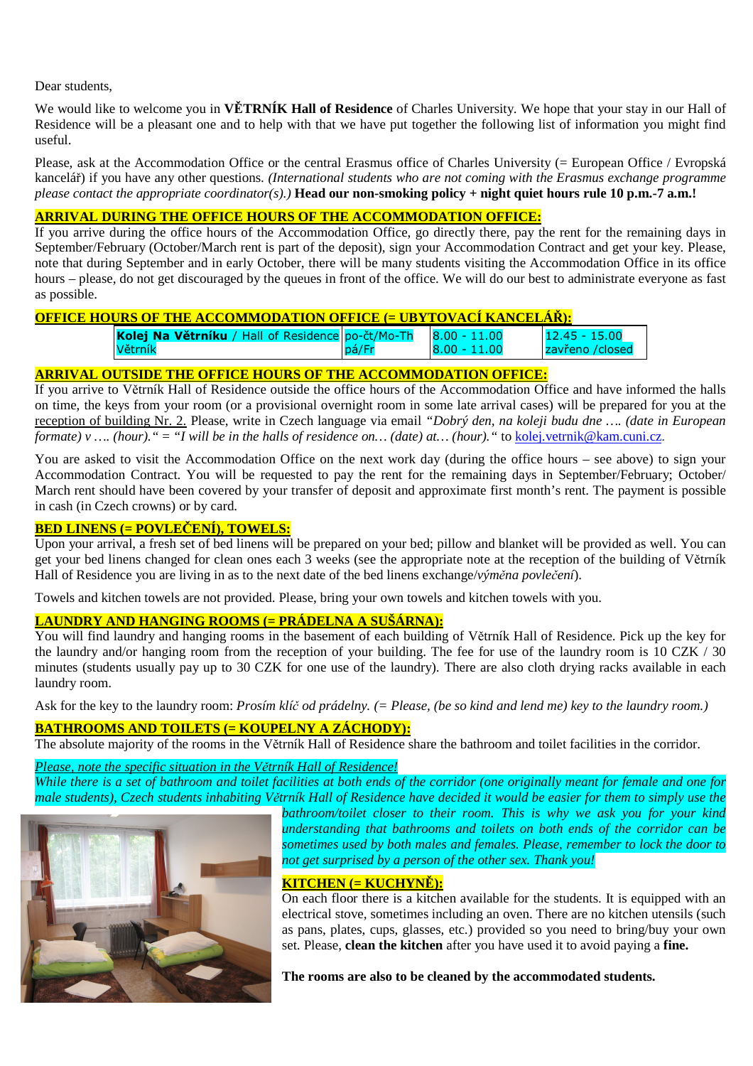Dear students,

We would like to welcome you in **VĚTRNÍK Hall of Residence** of Charles University. We hope that your stay in our Hall of Residence will be a pleasant one and to help with that we have put together the following list of information you might find useful.

Please, ask at the Accommodation Office or the central Erasmus office of Charles University (= European Office / Evropská kancelář) if you have any other questions. *(International students who are not coming with the Erasmus exchange programme please contact the appropriate coordinator(s).)* **Head our non-smoking policy + night quiet hours rule 10 p.m.-7 a.m.!**

## ARRIVAL DURING THE OFFICE HOURS OF THE ACCOMMODATION OFFICE:

If you arrive during the office hours of the Accommodation Office, go directly there, pay the rent for the remaining days in September/February (October/March rent is part of the deposit), sign your Accommodation Contract and get your key. Please, note that during September and in early October, there will be many students visiting the Accommodation Office in its office hours – please, do not get discouraged by the queues in front of the office. We will do our best to administrate everyone as fast as possible.

## OFFICE HOURS OF THE ACCOMMODATION OFFICE (= UBYTOVACÍ KANCELÁŘ):

| **Kolej Na Větrníku** / Hall of Residence Větrník | po-čt/Mo-Th | 8.00 - 11.00 | 12.45 - 15.00 |
|---|---|---|---|
| | pá/Fr | 8.00 - 11.00 | zavřeno /closed |

## ARRIVAL OUTSIDE THE OFFICE HOURS OF THE ACCOMMODATION OFFICE:

If you arrive to Větrník Hall of Residence outside the office hours of the Accommodation Office and have informed the halls on time, the keys from your room (or a provisional overnight room in some late arrival cases) will be prepared for you at the reception of building Nr. 2. Please, write in Czech language via email *"Dobrý den, na koleji budu dne …. (date in European formate) v …. (hour)." = "I will be in the halls of residence on… (date) at… (hour)."* to kolej.vetrnik@kam.cuni.cz.

You are asked to visit the Accommodation Office on the next work day (during the office hours – see above) to sign your Accommodation Contract. You will be requested to pay the rent for the remaining days in September/February; October/ March rent should have been covered by your transfer of deposit and approximate first month's rent. The payment is possible in cash (in Czech crowns) or by card.

## BED LINENS (= POVLEČENÍ), TOWELS:

Upon your arrival, a fresh set of bed linens will be prepared on your bed; pillow and blanket will be provided as well. You can get your bed linens changed for clean ones each 3 weeks (see the appropriate note at the reception of the building of Větrník Hall of Residence you are living in as to the next date of the bed linens exchange/*výměna povlečení*).

Towels and kitchen towels are not provided. Please, bring your own towels and kitchen towels with you.

## LAUNDRY AND HANGING ROOMS (= PRÁDELNA A SUŠÁRNA):

You will find laundry and hanging rooms in the basement of each building of Větrník Hall of Residence. Pick up the key for the laundry and/or hanging room from the reception of your building. The fee for use of the laundry room is 10 CZK / 30 minutes (students usually pay up to 30 CZK for one use of the laundry). There are also cloth drying racks available in each laundry room.

Ask for the key to the laundry room: *Prosím klíč od prádelny. (= Please, (be so kind and lend me) key to the laundry room.)*

## BATHROOMS AND TOILETS (= KOUPELNY A ZÁCHODY):

The absolute majority of the rooms in the Větrník Hall of Residence share the bathroom and toilet facilities in the corridor.

*Please, note the specific situation in the Větrník Hall of Residence!*
*While there is a set of bathroom and toilet facilities at both ends of the corridor (one originally meant for female and one for male students), Czech students inhabiting Větrník Hall of Residence have decided it would be easier for them to simply use the bathroom/toilet closer to their room. This is why we ask you for your kind understanding that bathrooms and toilets on both ends of the corridor can be sometimes used by both males and females. Please, remember to lock the door to not get surprised by a person of the other sex. Thank you!*

## KITCHEN (= KUCHYNĚ):

On each floor there is a kitchen available for the students. It is equipped with an electrical stove, sometimes including an oven. There are no kitchen utensils (such as pans, plates, cups, glasses, etc.) provided so you need to bring/buy your own set. Please, **clean the kitchen** after you have used it to avoid paying a **fine.**

**The rooms are also to be cleaned by the accommodated students.**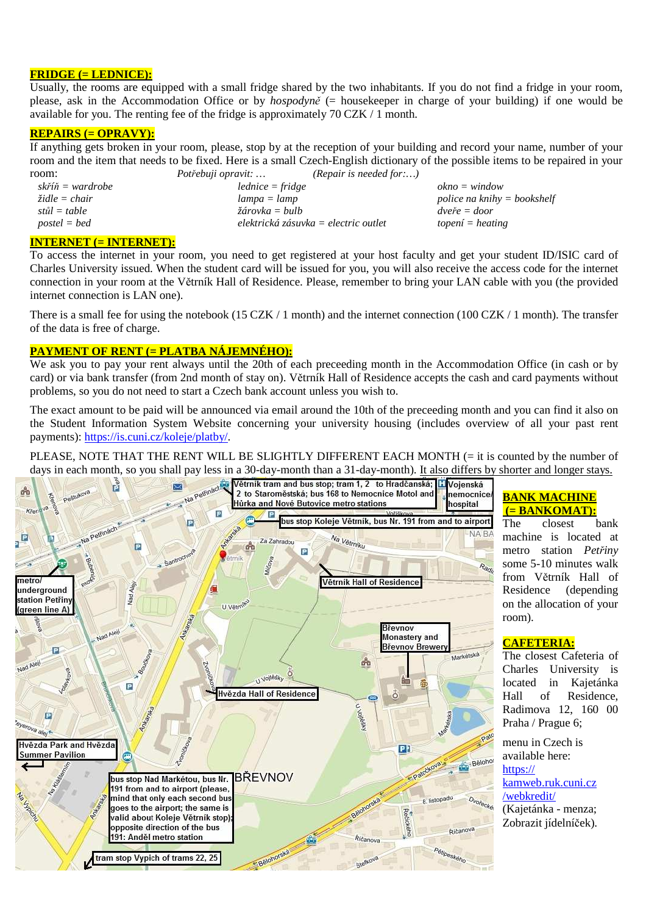**FRIDGE (= LEDNICE):**

Usually, the rooms are equipped with a small fridge shared by the two inhabitants. If you do not find a fridge in your room, please, ask in the Accommodation Office or by *hospodyně* (= housekeeper in charge of your building) if one would be available for you. The renting fee of the fridge is approximately 70 CZK / 1 month.

**REPAIRS (= OPRAVY):**

If anything gets broken in your room, please, stop by at the reception of your building and record your name, number of your room and the item that needs to be fixed. Here is a small Czech-English dictionary of the possible items to be repaired in your room: *Potřebuji opravit: …* *(Repair is needed for:…)*

| | | |
|---|---|---|
| *skříň = wardrobe* | *lednice = fridge* | *okno = window* |
| *židle = chair* | *lampa = lamp* | *police na knihy = bookshelf* |
| *stůl = table* | *žárovka = bulb* | *dveře = door* |
| *postel = bed* | *elektrická zásuvka = electric outlet* | *topení = heating* |

**INTERNET (= INTERNET):**

To access the internet in your room, you need to get registered at your host faculty and get your student ID/ISIC card of Charles University issued. When the student card will be issued for you, you will also receive the access code for the internet connection in your room at the Větrník Hall of Residence. Please, remember to bring your LAN cable with you (the provided internet connection is LAN one).

There is a small fee for using the notebook (15 CZK / 1 month) and the internet connection (100 CZK / 1 month). The transfer of the data is free of charge.

**PAYMENT OF RENT (= PLATBA NÁJEMNÉHO):**

We ask you to pay your rent always until the 20th of each preceeding month in the Accommodation Office (in cash or by card) or via bank transfer (from 2nd month of stay on). Větrník Hall of Residence accepts the cash and card payments without problems, so you do not need to start a Czech bank account unless you wish to.

The exact amount to be paid will be announced via email around the 10th of the preceeding month and you can find it also on the Student Information System Website concerning your university housing (includes overview of all your past rent payments): https://is.cuni.cz/koleje/platby/.

PLEASE, NOTE THAT THE RENT WILL BE SLIGHTLY DIFFERENT EACH MONTH (= it is counted by the number of days in each month, so you shall pay less in a 30-day-month than a 31-day-month). It also differs by shorter and longer stays.

Větrník tram and bus stop; tram 1, 2 to Hradčanská; 2 to Staroměstská; bus 168 to Nemocnice Motol and Hůrka and Nové Butovice metro stations

Vojenská nemocnice/ hospital

bus stop Koleje Větrník, bus Nr. 191 from and to airport

metro/ underground station Petřiny (green line A)

Větrník Hall of Residence

Břevnov Monastery and Břevnov Brewery

Hvězda Hall of Residence

Hvězda Park and Hvězda Summer Pavilion

bus stop Nad Markétou, bus Nr. 191 from and to airport (please, mind that only each second bus goes to the airport; the same is valid about Koleje Větrník stop); opposite direction of the bus 191: Anděl metro station

tram stop Vypich of trams 22, 25

**BANK MACHINE (= BANKOMAT):**

The closest bank machine is located at metro station *Petřiny* some 5-10 minutes walk from Větrník Hall of Residence (depending on the allocation of your room).

**CAFETERIA:**

The closest Cafeteria of Charles University is located in Kajetánka Hall of Residence, Radimova 12, 160 00 Praha / Prague 6;

menu in Czech is available here: https://kamweb.ruk.cuni.cz/webkredit/ (Kajetánka - menza; Zobrazit jídelníček).